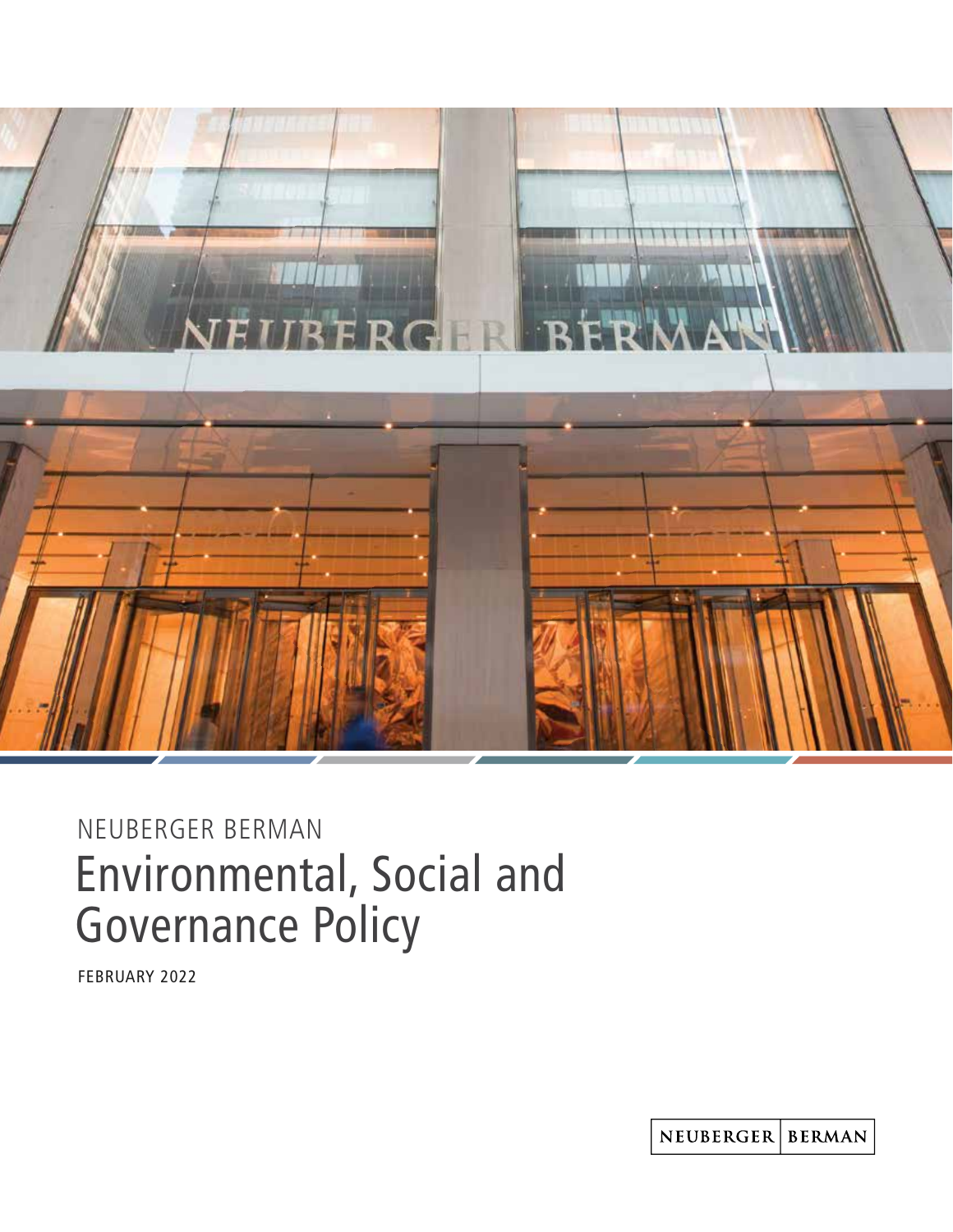NEUBERGER BERMAN

# Environmental, Social and Governance Policy

FEBRUARY 2022

NEUBERGER | BERMAN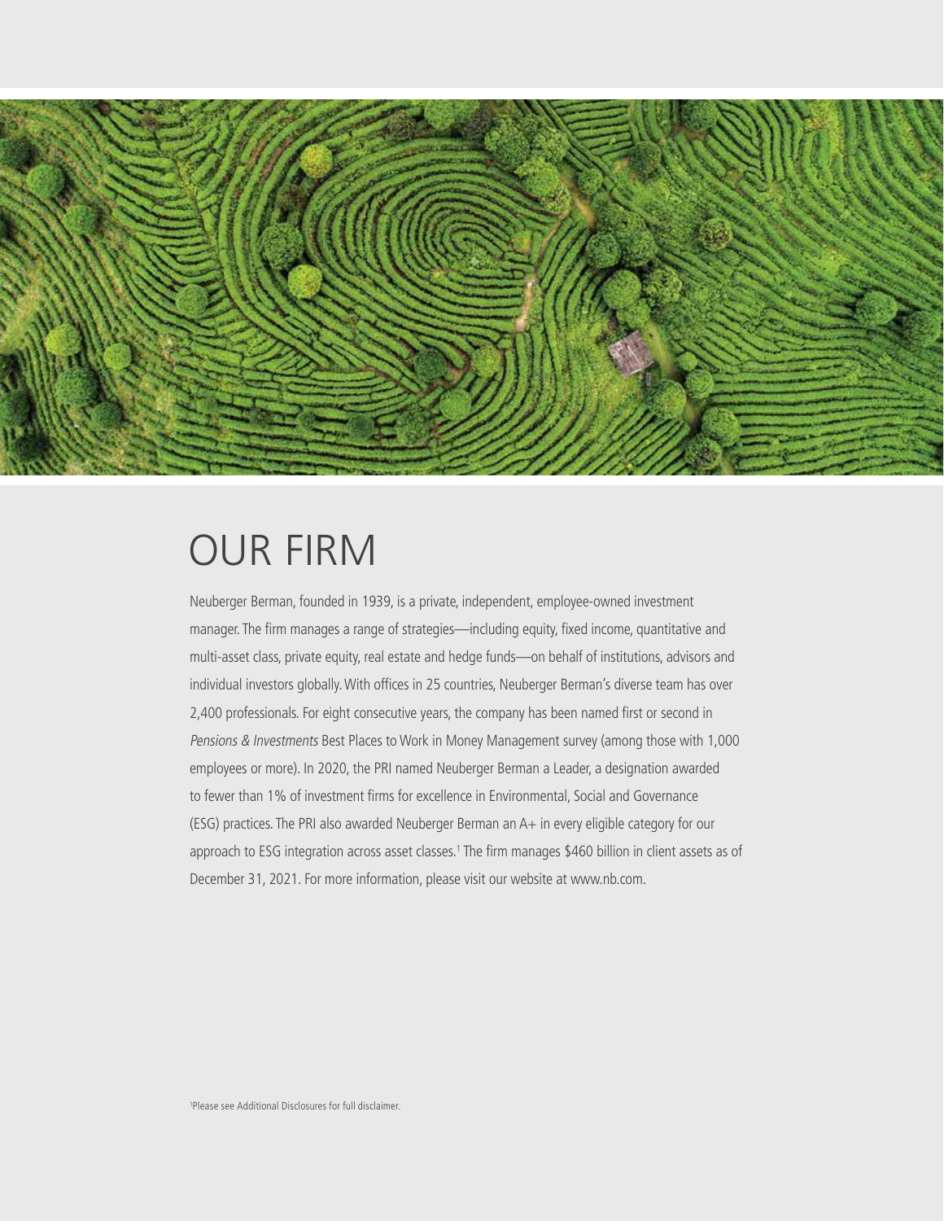# OUR FIRM

Neuberger Berman, founded in 1939, is a private, independent, employee-owned investment manager. The firm manages a range of strategies—including equity, fixed income, quantitative and multi-asset class, private equity, real estate and hedge funds—on behalf of institutions, advisors and individual investors globally. With offices in 25 countries, Neuberger Berman's diverse team has over 2,400 professionals. For eight consecutive years, the company has been named first or second in *Pensions & Investments* Best Places to Work in Money Management survey (among those with 1,000 employees or more). In 2020, the PRI named Neuberger Berman a Leader, a designation awarded to fewer than 1% of investment firms for excellence in Environmental, Social and Governance (ESG) practices. The PRI also awarded Neuberger Berman an A+ in every eligible category for our approach to ESG integration across asset classes.[1] The firm manages $460 billion in client assets as of December 31, 2021. For more information, please visit our website at www.nb.com.

[1]Please see Additional Disclosures for full disclaimer.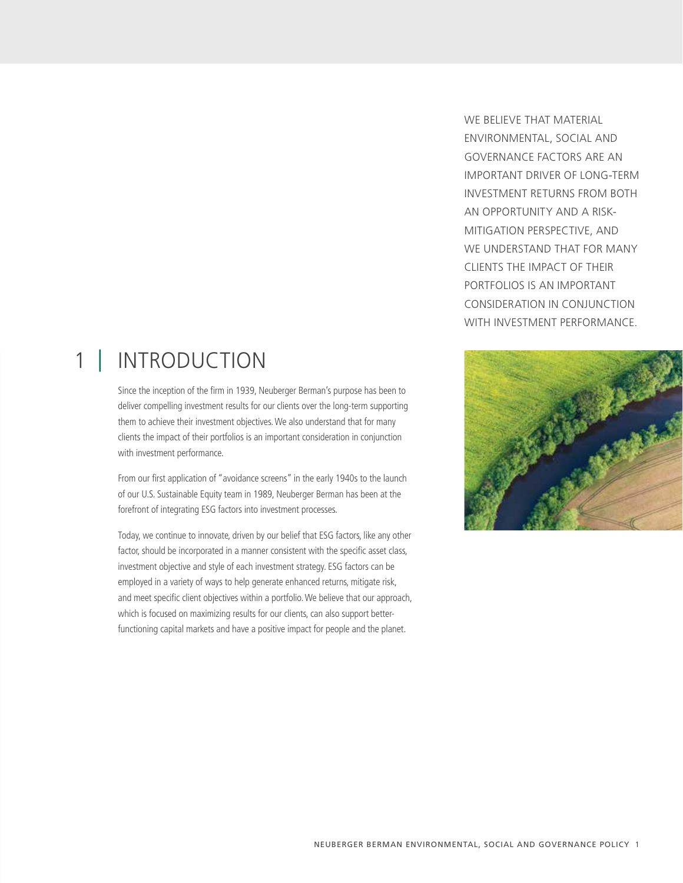WE BELIEVE THAT MATERIAL ENVIRONMENTAL, SOCIAL AND GOVERNANCE FACTORS ARE AN IMPORTANT DRIVER OF LONG-TERM INVESTMENT RETURNS FROM BOTH AN OPPORTUNITY AND A RISK-MITIGATION PERSPECTIVE, AND WE UNDERSTAND THAT FOR MANY CLIENTS THE IMPACT OF THEIR PORTFOLIOS IS AN IMPORTANT CONSIDERATION IN CONJUNCTION WITH INVESTMENT PERFORMANCE.

# 1 | INTRODUCTION

Since the inception of the firm in 1939, Neuberger Berman's purpose has been to deliver compelling investment results for our clients over the long-term supporting them to achieve their investment objectives. We also understand that for many clients the impact of their portfolios is an important consideration in conjunction with investment performance.

From our first application of "avoidance screens" in the early 1940s to the launch of our U.S. Sustainable Equity team in 1989, Neuberger Berman has been at the forefront of integrating ESG factors into investment processes.

Today, we continue to innovate, driven by our belief that ESG factors, like any other factor, should be incorporated in a manner consistent with the specific asset class, investment objective and style of each investment strategy. ESG factors can be employed in a variety of ways to help generate enhanced returns, mitigate risk, and meet specific client objectives within a portfolio. We believe that our approach, which is focused on maximizing results for our clients, can also support better-functioning capital markets and have a positive impact for people and the planet.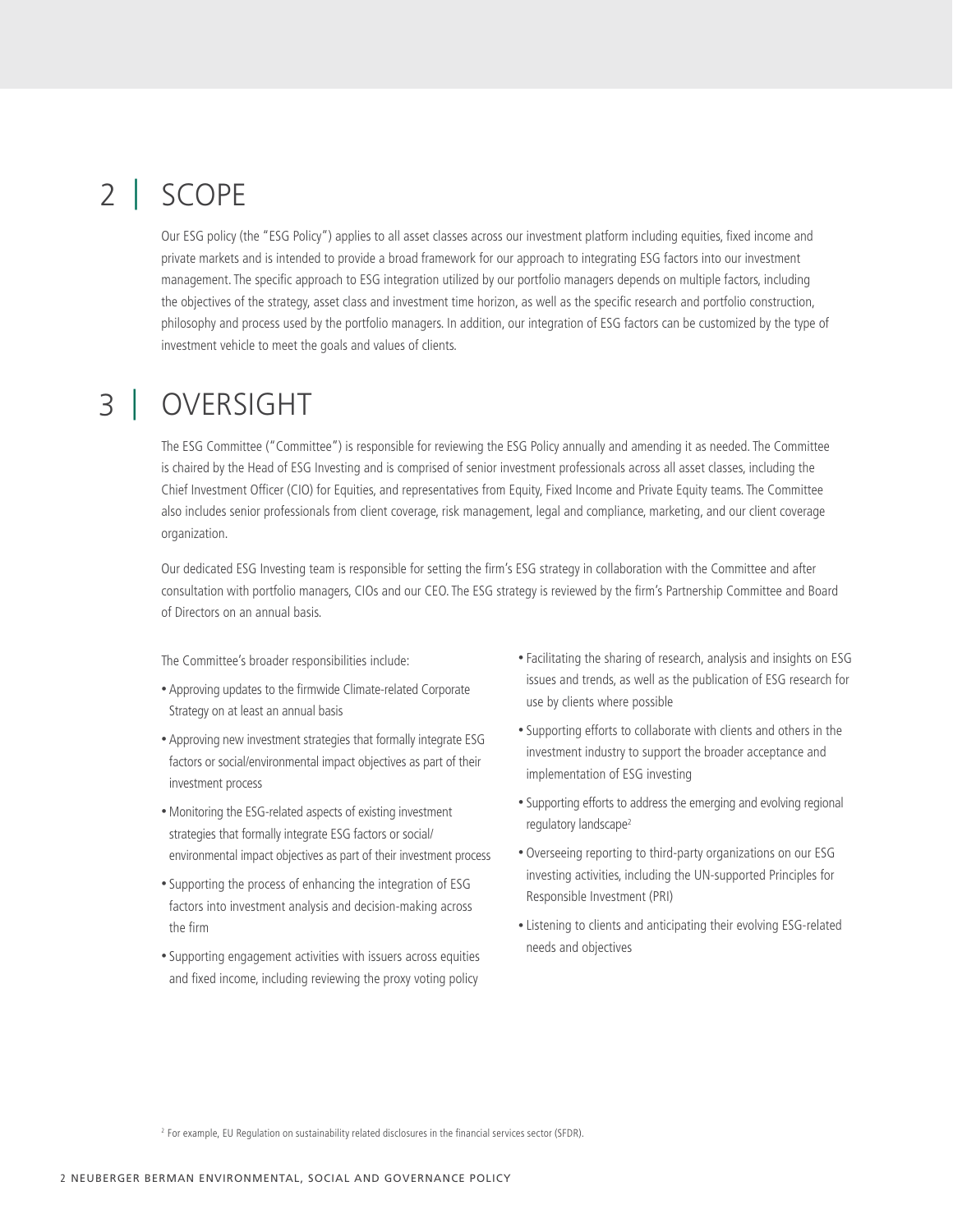## 2 | SCOPE

Our ESG policy (the "ESG Policy") applies to all asset classes across our investment platform including equities, fixed income and private markets and is intended to provide a broad framework for our approach to integrating ESG factors into our investment management. The specific approach to ESG integration utilized by our portfolio managers depends on multiple factors, including the objectives of the strategy, asset class and investment time horizon, as well as the specific research and portfolio construction, philosophy and process used by the portfolio managers. In addition, our integration of ESG factors can be customized by the type of investment vehicle to meet the goals and values of clients.

## 3 | OVERSIGHT

The ESG Committee ("Committee") is responsible for reviewing the ESG Policy annually and amending it as needed. The Committee is chaired by the Head of ESG Investing and is comprised of senior investment professionals across all asset classes, including the Chief Investment Officer (CIO) for Equities, and representatives from Equity, Fixed Income and Private Equity teams. The Committee also includes senior professionals from client coverage, risk management, legal and compliance, marketing, and our client coverage organization.

Our dedicated ESG Investing team is responsible for setting the firm's ESG strategy in collaboration with the Committee and after consultation with portfolio managers, CIOs and our CEO. The ESG strategy is reviewed by the firm's Partnership Committee and Board of Directors on an annual basis.

The Committee's broader responsibilities include:

- Approving updates to the firmwide Climate-related Corporate Strategy on at least an annual basis
- Approving new investment strategies that formally integrate ESG factors or social/environmental impact objectives as part of their investment process
- Monitoring the ESG-related aspects of existing investment strategies that formally integrate ESG factors or social/environmental impact objectives as part of their investment process
- Supporting the process of enhancing the integration of ESG factors into investment analysis and decision-making across the firm
- Supporting engagement activities with issuers across equities and fixed income, including reviewing the proxy voting policy
- Facilitating the sharing of research, analysis and insights on ESG issues and trends, as well as the publication of ESG research for use by clients where possible
- Supporting efforts to collaborate with clients and others in the investment industry to support the broader acceptance and implementation of ESG investing
- Supporting efforts to address the emerging and evolving regional regulatory landscape[2]
- Overseeing reporting to third-party organizations on our ESG investing activities, including the UN-supported Principles for Responsible Investment (PRI)
- Listening to clients and anticipating their evolving ESG-related needs and objectives

[2] For example, EU Regulation on sustainability related disclosures in the financial services sector (SFDR).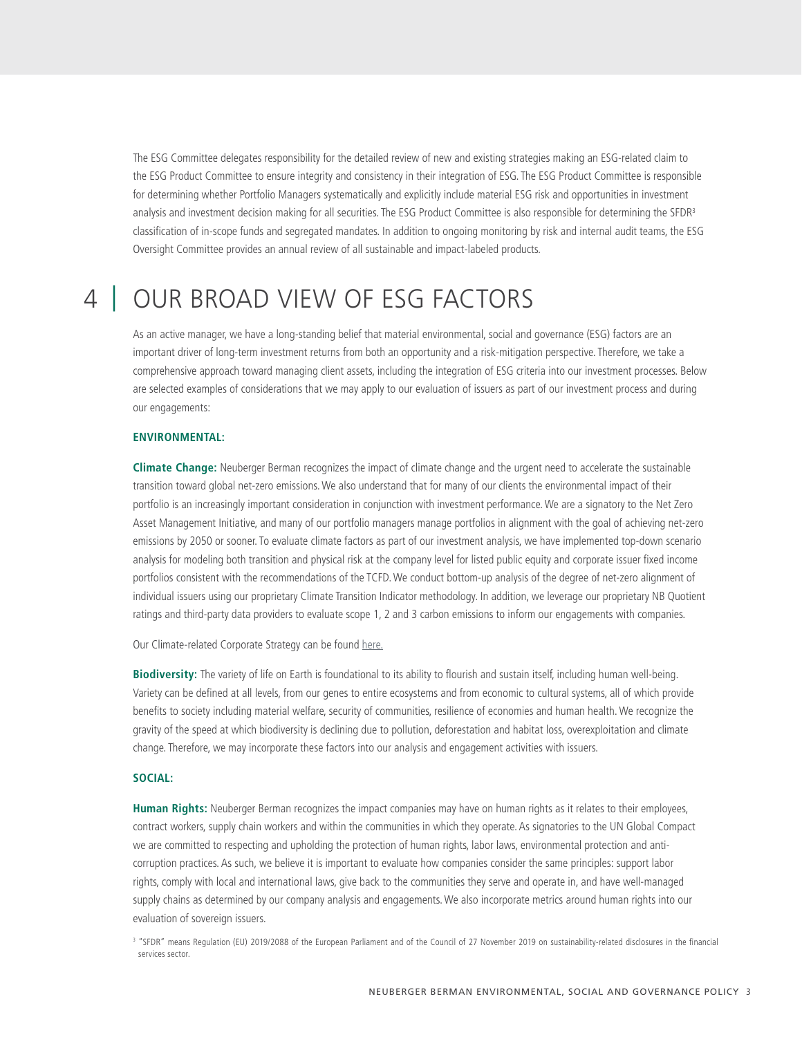The ESG Committee delegates responsibility for the detailed review of new and existing strategies making an ESG-related claim to the ESG Product Committee to ensure integrity and consistency in their integration of ESG. The ESG Product Committee is responsible for determining whether Portfolio Managers systematically and explicitly include material ESG risk and opportunities in investment analysis and investment decision making for all securities. The ESG Product Committee is also responsible for determining the SFDR[3] classification of in-scope funds and segregated mandates. In addition to ongoing monitoring by risk and internal audit teams, the ESG Oversight Committee provides an annual review of all sustainable and impact-labeled products.

# 4 | OUR BROAD VIEW OF ESG FACTORS

As an active manager, we have a long-standing belief that material environmental, social and governance (ESG) factors are an important driver of long-term investment returns from both an opportunity and a risk-mitigation perspective. Therefore, we take a comprehensive approach toward managing client assets, including the integration of ESG criteria into our investment processes. Below are selected examples of considerations that we may apply to our evaluation of issuers as part of our investment process and during our engagements:

**ENVIRONMENTAL:**

**Climate Change:** Neuberger Berman recognizes the impact of climate change and the urgent need to accelerate the sustainable transition toward global net-zero emissions. We also understand that for many of our clients the environmental impact of their portfolio is an increasingly important consideration in conjunction with investment performance. We are a signatory to the Net Zero Asset Management Initiative, and many of our portfolio managers manage portfolios in alignment with the goal of achieving net-zero emissions by 2050 or sooner. To evaluate climate factors as part of our investment analysis, we have implemented top-down scenario analysis for modeling both transition and physical risk at the company level for listed public equity and corporate issuer fixed income portfolios consistent with the recommendations of the TCFD. We conduct bottom-up analysis of the degree of net-zero alignment of individual issuers using our proprietary Climate Transition Indicator methodology. In addition, we leverage our proprietary NB Quotient ratings and third-party data providers to evaluate scope 1, 2 and 3 carbon emissions to inform our engagements with companies.

Our Climate-related Corporate Strategy can be found here.

**Biodiversity:** The variety of life on Earth is foundational to its ability to flourish and sustain itself, including human well-being. Variety can be defined at all levels, from our genes to entire ecosystems and from economic to cultural systems, all of which provide benefits to society including material welfare, security of communities, resilience of economies and human health. We recognize the gravity of the speed at which biodiversity is declining due to pollution, deforestation and habitat loss, overexploitation and climate change. Therefore, we may incorporate these factors into our analysis and engagement activities with issuers.

**SOCIAL:**

**Human Rights:** Neuberger Berman recognizes the impact companies may have on human rights as it relates to their employees, contract workers, supply chain workers and within the communities in which they operate. As signatories to the UN Global Compact we are committed to respecting and upholding the protection of human rights, labor laws, environmental protection and anti-corruption practices. As such, we believe it is important to evaluate how companies consider the same principles: support labor rights, comply with local and international laws, give back to the communities they serve and operate in, and have well-managed supply chains as determined by our company analysis and engagements. We also incorporate metrics around human rights into our evaluation of sovereign issuers.

[3] "SFDR" means Regulation (EU) 2019/2088 of the European Parliament and of the Council of 27 November 2019 on sustainability-related disclosures in the financial services sector.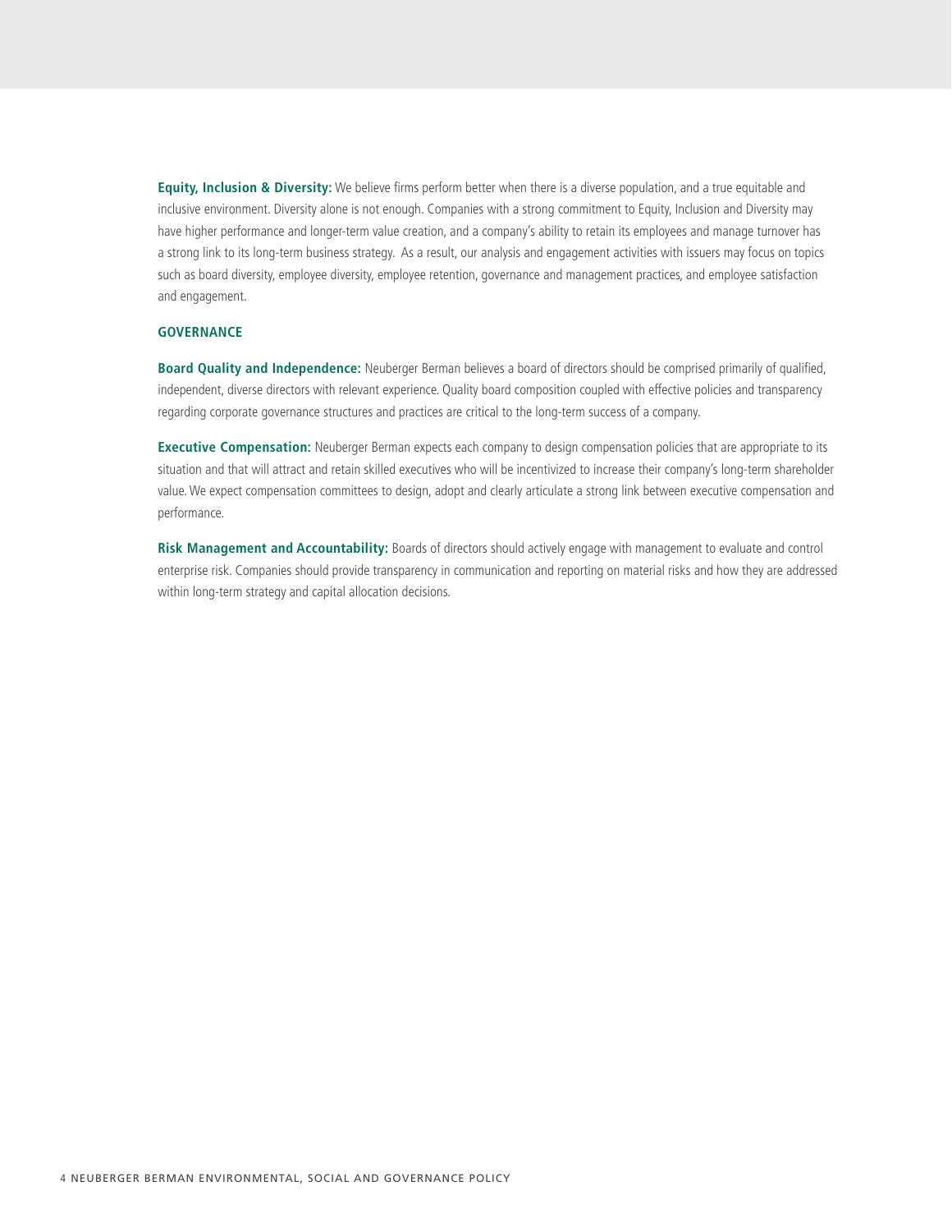**Equity, Inclusion & Diversity:** We believe firms perform better when there is a diverse population, and a true equitable and inclusive environment. Diversity alone is not enough. Companies with a strong commitment to Equity, Inclusion and Diversity may have higher performance and longer-term value creation, and a company's ability to retain its employees and manage turnover has a strong link to its long-term business strategy. As a result, our analysis and engagement activities with issuers may focus on topics such as board diversity, employee diversity, employee retention, governance and management practices, and employee satisfaction and engagement.

### GOVERNANCE

**Board Quality and Independence:** Neuberger Berman believes a board of directors should be comprised primarily of qualified, independent, diverse directors with relevant experience. Quality board composition coupled with effective policies and transparency regarding corporate governance structures and practices are critical to the long-term success of a company.

**Executive Compensation:** Neuberger Berman expects each company to design compensation policies that are appropriate to its situation and that will attract and retain skilled executives who will be incentivized to increase their company's long-term shareholder value. We expect compensation committees to design, adopt and clearly articulate a strong link between executive compensation and performance.

**Risk Management and Accountability:** Boards of directors should actively engage with management to evaluate and control enterprise risk. Companies should provide transparency in communication and reporting on material risks and how they are addressed within long-term strategy and capital allocation decisions.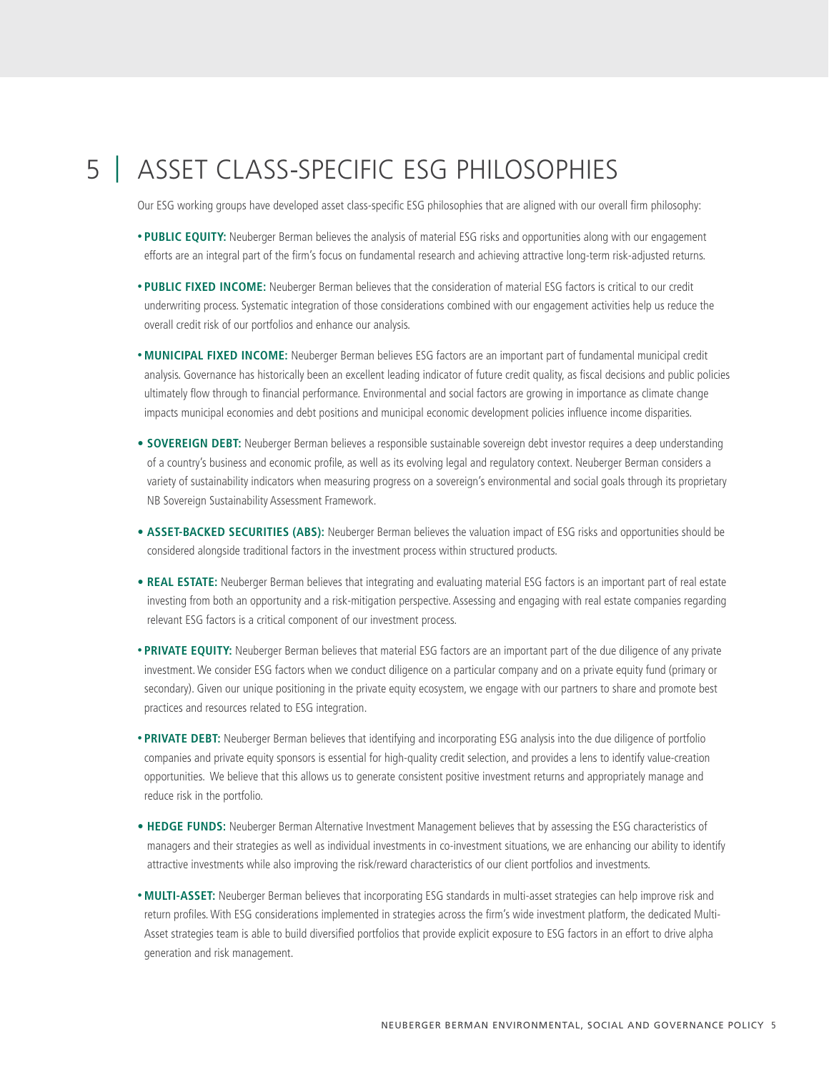# 5 | ASSET CLASS-SPECIFIC ESG PHILOSOPHIES

Our ESG working groups have developed asset class-specific ESG philosophies that are aligned with our overall firm philosophy:

- **PUBLIC EQUITY:** Neuberger Berman believes the analysis of material ESG risks and opportunities along with our engagement efforts are an integral part of the firm's focus on fundamental research and achieving attractive long-term risk-adjusted returns.
- **PUBLIC FIXED INCOME:** Neuberger Berman believes that the consideration of material ESG factors is critical to our credit underwriting process. Systematic integration of those considerations combined with our engagement activities help us reduce the overall credit risk of our portfolios and enhance our analysis.
- **MUNICIPAL FIXED INCOME:** Neuberger Berman believes ESG factors are an important part of fundamental municipal credit analysis. Governance has historically been an excellent leading indicator of future credit quality, as fiscal decisions and public policies ultimately flow through to financial performance. Environmental and social factors are growing in importance as climate change impacts municipal economies and debt positions and municipal economic development policies influence income disparities.
- **SOVEREIGN DEBT:** Neuberger Berman believes a responsible sustainable sovereign debt investor requires a deep understanding of a country's business and economic profile, as well as its evolving legal and regulatory context. Neuberger Berman considers a variety of sustainability indicators when measuring progress on a sovereign's environmental and social goals through its proprietary NB Sovereign Sustainability Assessment Framework.
- **ASSET-BACKED SECURITIES (ABS):** Neuberger Berman believes the valuation impact of ESG risks and opportunities should be considered alongside traditional factors in the investment process within structured products.
- **REAL ESTATE:** Neuberger Berman believes that integrating and evaluating material ESG factors is an important part of real estate investing from both an opportunity and a risk-mitigation perspective. Assessing and engaging with real estate companies regarding relevant ESG factors is a critical component of our investment process.
- **PRIVATE EQUITY:** Neuberger Berman believes that material ESG factors are an important part of the due diligence of any private investment. We consider ESG factors when we conduct diligence on a particular company and on a private equity fund (primary or secondary). Given our unique positioning in the private equity ecosystem, we engage with our partners to share and promote best practices and resources related to ESG integration.
- **PRIVATE DEBT:** Neuberger Berman believes that identifying and incorporating ESG analysis into the due diligence of portfolio companies and private equity sponsors is essential for high-quality credit selection, and provides a lens to identify value-creation opportunities. We believe that this allows us to generate consistent positive investment returns and appropriately manage and reduce risk in the portfolio.
- **HEDGE FUNDS:** Neuberger Berman Alternative Investment Management believes that by assessing the ESG characteristics of managers and their strategies as well as individual investments in co-investment situations, we are enhancing our ability to identify attractive investments while also improving the risk/reward characteristics of our client portfolios and investments.
- **MULTI-ASSET:** Neuberger Berman believes that incorporating ESG standards in multi-asset strategies can help improve risk and return profiles. With ESG considerations implemented in strategies across the firm's wide investment platform, the dedicated Multi-Asset strategies team is able to build diversified portfolios that provide explicit exposure to ESG factors in an effort to drive alpha generation and risk management.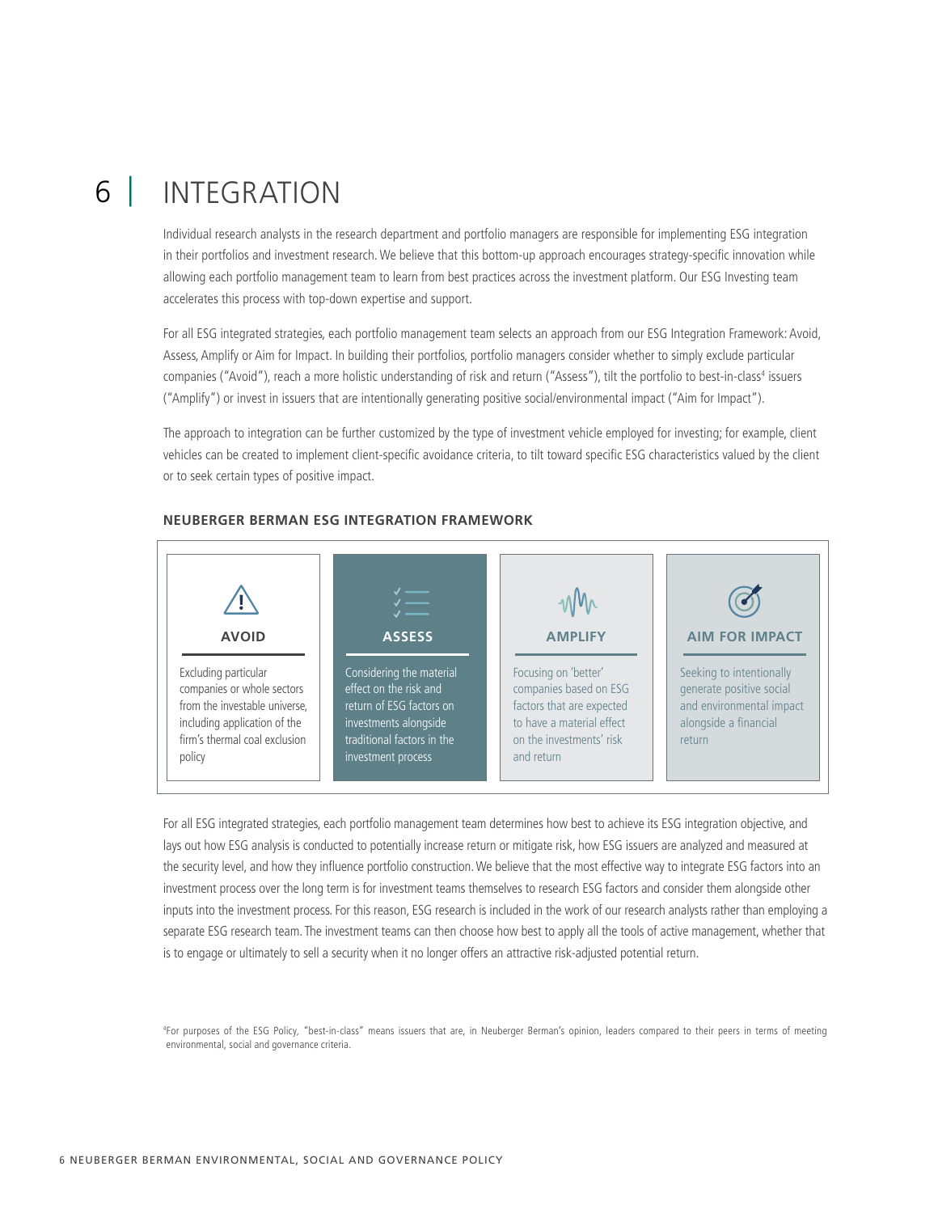# 6 | INTEGRATION

Individual research analysts in the research department and portfolio managers are responsible for implementing ESG integration in their portfolios and investment research. We believe that this bottom-up approach encourages strategy-specific innovation while allowing each portfolio management team to learn from best practices across the investment platform. Our ESG Investing team accelerates this process with top-down expertise and support.

For all ESG integrated strategies, each portfolio management team selects an approach from our ESG Integration Framework: Avoid, Assess, Amplify or Aim for Impact. In building their portfolios, portfolio managers consider whether to simply exclude particular companies ("Avoid"), reach a more holistic understanding of risk and return ("Assess"), tilt the portfolio to best-in-class[4] issuers ("Amplify") or invest in issuers that are intentionally generating positive social/environmental impact ("Aim for Impact").

The approach to integration can be further customized by the type of investment vehicle employed for investing; for example, client vehicles can be created to implement client-specific avoidance criteria, to tilt toward specific ESG characteristics valued by the client or to seek certain types of positive impact.

**NEUBERGER BERMAN ESG INTEGRATION FRAMEWORK**

**AVOID**

Excluding particular companies or whole sectors from the investable universe, including application of the firm's thermal coal exclusion policy

**ASSESS**

Considering the material effect on the risk and return of ESG factors on investments alongside traditional factors in the investment process

**AMPLIFY**

Focusing on 'better' companies based on ESG factors that are expected to have a material effect on the investments' risk and return

**AIM FOR IMPACT**

Seeking to intentionally generate positive social and environmental impact alongside a financial return

For all ESG integrated strategies, each portfolio management team determines how best to achieve its ESG integration objective, and lays out how ESG analysis is conducted to potentially increase return or mitigate risk, how ESG issuers are analyzed and measured at the security level, and how they influence portfolio construction. We believe that the most effective way to integrate ESG factors into an investment process over the long term is for investment teams themselves to research ESG factors and consider them alongside other inputs into the investment process. For this reason, ESG research is included in the work of our research analysts rather than employing a separate ESG research team. The investment teams can then choose how best to apply all the tools of active management, whether that is to engage or ultimately to sell a security when it no longer offers an attractive risk-adjusted potential return.

[4] For purposes of the ESG Policy, "best-in-class" means issuers that are, in Neuberger Berman's opinion, leaders compared to their peers in terms of meeting environmental, social and governance criteria.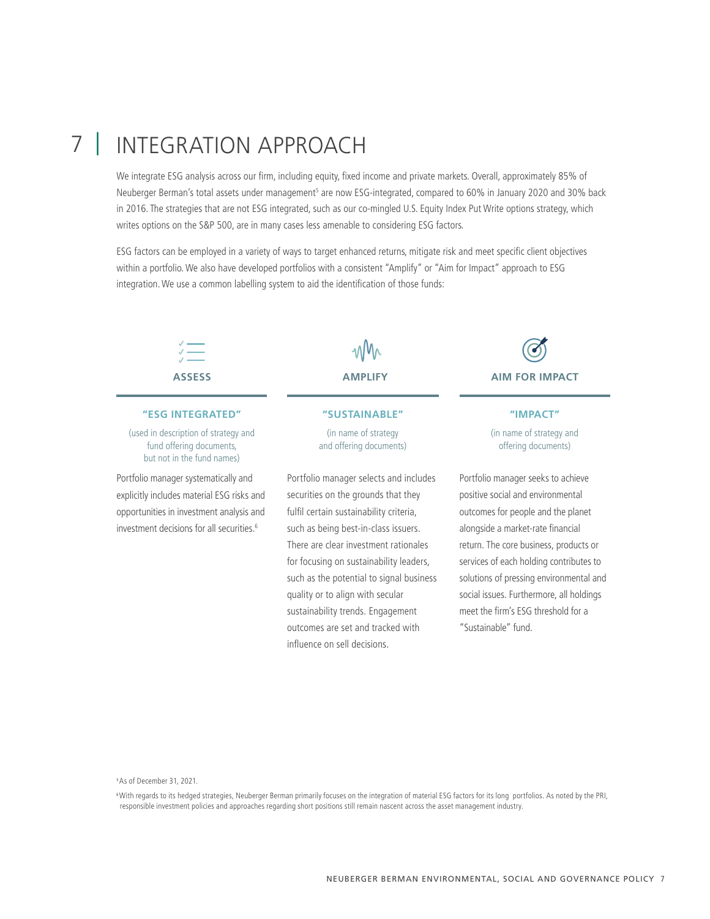# 7 | INTEGRATION APPROACH

We integrate ESG analysis across our firm, including equity, fixed income and private markets. Overall, approximately 85% of Neuberger Berman's total assets under management[5] are now ESG-integrated, compared to 60% in January 2020 and 30% back in 2016. The strategies that are not ESG integrated, such as our co-mingled U.S. Equity Index Put Write options strategy, which writes options on the S&P 500, are in many cases less amenable to considering ESG factors.

ESG factors can be employed in a variety of ways to target enhanced returns, mitigate risk and meet specific client objectives within a portfolio. We also have developed portfolios with a consistent "Amplify" or "Aim for Impact" approach to ESG integration. We use a common labelling system to aid the identification of those funds:

### ASSESS

**"ESG INTEGRATED"**

(used in description of strategy and fund offering documents, but not in the fund names)

Portfolio manager systematically and explicitly includes material ESG risks and opportunities in investment analysis and investment decisions for all securities.[6]

### AMPLIFY

**"SUSTAINABLE"**

(in name of strategy and offering documents)

Portfolio manager selects and includes securities on the grounds that they fulfil certain sustainability criteria, such as being best-in-class issuers. There are clear investment rationales for focusing on sustainability leaders, such as the potential to signal business quality or to align with secular sustainability trends. Engagement outcomes are set and tracked with influence on sell decisions.

### AIM FOR IMPACT

**"IMPACT"**

(in name of strategy and offering documents)

Portfolio manager seeks to achieve positive social and environmental outcomes for people and the planet alongside a market-rate financial return. The core business, products or services of each holding contributes to solutions of pressing environmental and social issues. Furthermore, all holdings meet the firm's ESG threshold for a "Sustainable" fund.

[5] As of December 31, 2021.

[6] With regards to its hedged strategies, Neuberger Berman primarily focuses on the integration of material ESG factors for its long portfolios. As noted by the PRI, responsible investment policies and approaches regarding short positions still remain nascent across the asset management industry.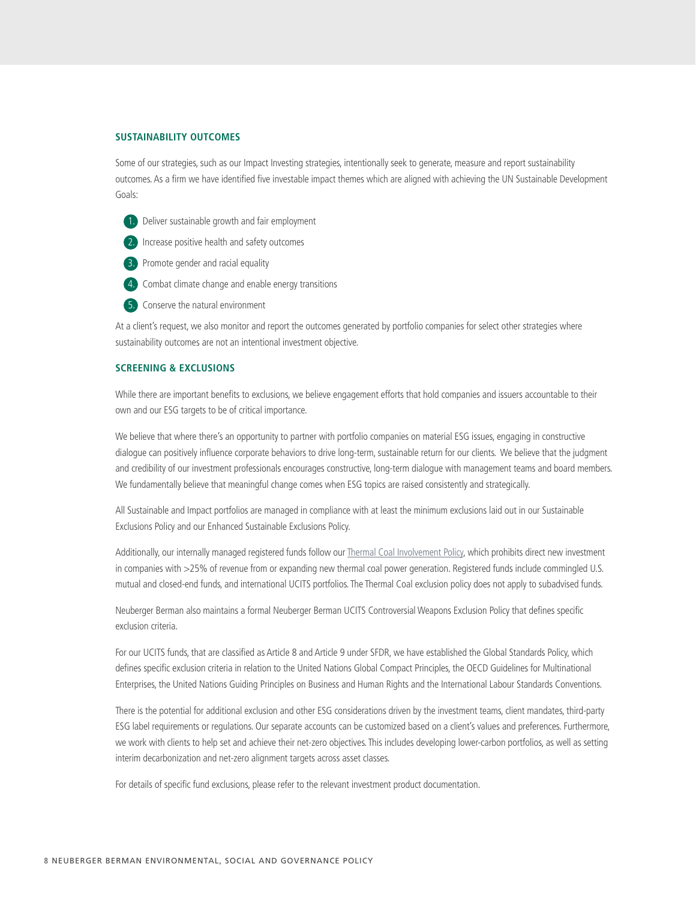## SUSTAINABILITY OUTCOMES

Some of our strategies, such as our Impact Investing strategies, intentionally seek to generate, measure and report sustainability outcomes. As a firm we have identified five investable impact themes which are aligned with achieving the UN Sustainable Development Goals:

1. Deliver sustainable growth and fair employment
2. Increase positive health and safety outcomes
3. Promote gender and racial equality
4. Combat climate change and enable energy transitions
5. Conserve the natural environment

At a client's request, we also monitor and report the outcomes generated by portfolio companies for select other strategies where sustainability outcomes are not an intentional investment objective.

## SCREENING & EXCLUSIONS

While there are important benefits to exclusions, we believe engagement efforts that hold companies and issuers accountable to their own and our ESG targets to be of critical importance.

We believe that where there's an opportunity to partner with portfolio companies on material ESG issues, engaging in constructive dialogue can positively influence corporate behaviors to drive long-term, sustainable return for our clients. We believe that the judgment and credibility of our investment professionals encourages constructive, long-term dialogue with management teams and board members. We fundamentally believe that meaningful change comes when ESG topics are raised consistently and strategically.

All Sustainable and Impact portfolios are managed in compliance with at least the minimum exclusions laid out in our Sustainable Exclusions Policy and our Enhanced Sustainable Exclusions Policy.

Additionally, our internally managed registered funds follow our Thermal Coal Involvement Policy, which prohibits direct new investment in companies with >25% of revenue from or expanding new thermal coal power generation. Registered funds include commingled U.S. mutual and closed-end funds, and international UCITS portfolios. The Thermal Coal exclusion policy does not apply to subadvised funds.

Neuberger Berman also maintains a formal Neuberger Berman UCITS Controversial Weapons Exclusion Policy that defines specific exclusion criteria.

For our UCITS funds, that are classified as Article 8 and Article 9 under SFDR, we have established the Global Standards Policy, which defines specific exclusion criteria in relation to the United Nations Global Compact Principles, the OECD Guidelines for Multinational Enterprises, the United Nations Guiding Principles on Business and Human Rights and the International Labour Standards Conventions.

There is the potential for additional exclusion and other ESG considerations driven by the investment teams, client mandates, third-party ESG label requirements or regulations. Our separate accounts can be customized based on a client's values and preferences. Furthermore, we work with clients to help set and achieve their net-zero objectives. This includes developing lower-carbon portfolios, as well as setting interim decarbonization and net-zero alignment targets across asset classes.

For details of specific fund exclusions, please refer to the relevant investment product documentation.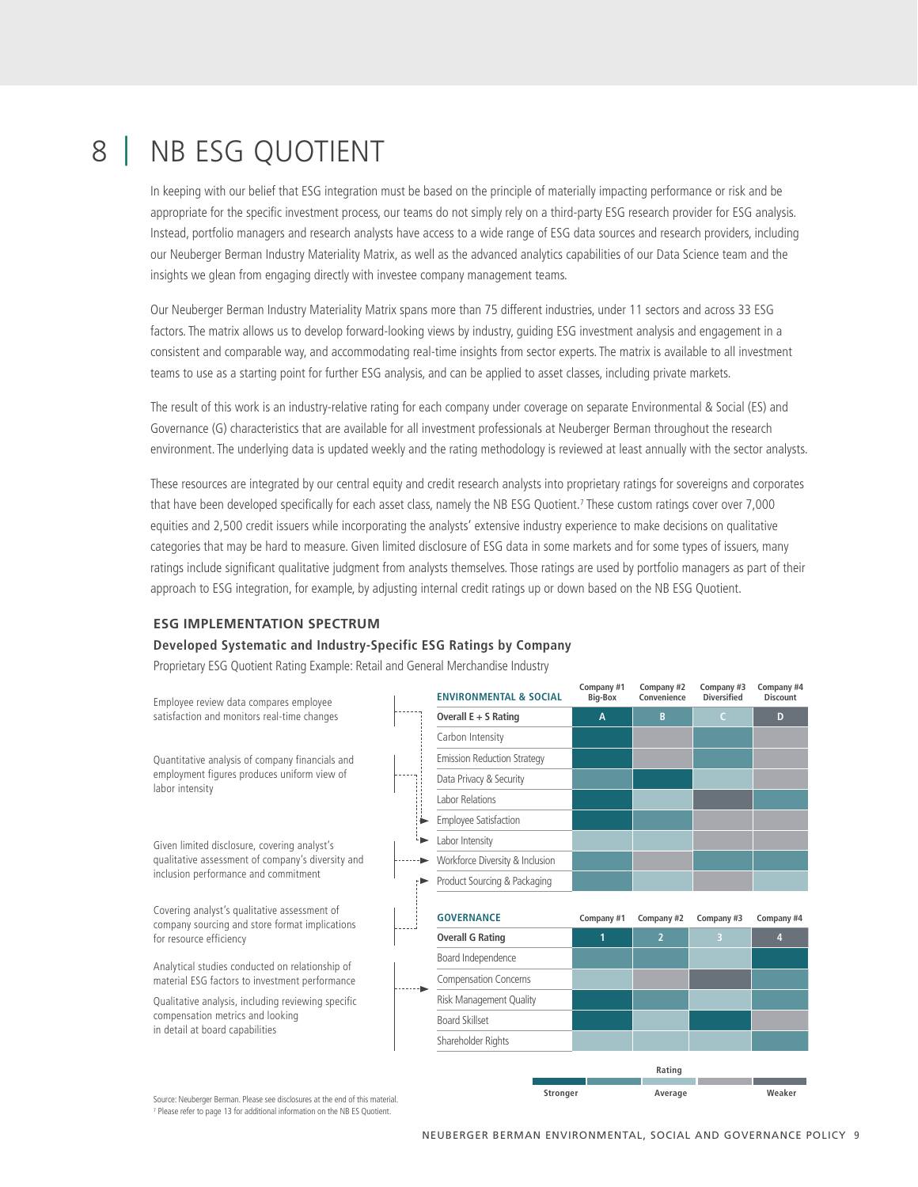# 8 | NB ESG QUOTIENT

In keeping with our belief that ESG integration must be based on the principle of materially impacting performance or risk and be appropriate for the specific investment process, our teams do not simply rely on a third-party ESG research provider for ESG analysis. Instead, portfolio managers and research analysts have access to a wide range of ESG data sources and research providers, including our Neuberger Berman Industry Materiality Matrix, as well as the advanced analytics capabilities of our Data Science team and the insights we glean from engaging directly with investee company management teams.

Our Neuberger Berman Industry Materiality Matrix spans more than 75 different industries, under 11 sectors and across 33 ESG factors. The matrix allows us to develop forward-looking views by industry, guiding ESG investment analysis and engagement in a consistent and comparable way, and accommodating real-time insights from sector experts. The matrix is available to all investment teams to use as a starting point for further ESG analysis, and can be applied to asset classes, including private markets.

The result of this work is an industry-relative rating for each company under coverage on separate Environmental & Social (ES) and Governance (G) characteristics that are available for all investment professionals at Neuberger Berman throughout the research environment. The underlying data is updated weekly and the rating methodology is reviewed at least annually with the sector analysts.

These resources are integrated by our central equity and credit research analysts into proprietary ratings for sovereigns and corporates that have been developed specifically for each asset class, namely the NB ESG Quotient.[7] These custom ratings cover over 7,000 equities and 2,500 credit issuers while incorporating the analysts' extensive industry experience to make decisions on qualitative categories that may be hard to measure. Given limited disclosure of ESG data in some markets and for some types of issuers, many ratings include significant qualitative judgment from analysts themselves. Those ratings are used by portfolio managers as part of their approach to ESG integration, for example, by adjusting internal credit ratings up or down based on the NB ESG Quotient.

### ESG IMPLEMENTATION SPECTRUM

**Developed Systematic and Industry-Specific ESG Ratings by Company**

Proprietary ESG Quotient Rating Example: Retail and General Merchandise Industry

Employee review data compares employee satisfaction and monitors real-time changes

Quantitative analysis of company financials and employment figures produces uniform view of labor intensity

Given limited disclosure, covering analyst's qualitative assessment of company's diversity and inclusion performance and commitment

Covering analyst's qualitative assessment of company sourcing and store format implications for resource efficiency

Analytical studies conducted on relationship of material ESG factors to investment performance

Qualitative analysis, including reviewing specific compensation metrics and looking in detail at board capabilities

ENVIRONMENTAL & SOCIAL

Company #1 Big-Box | Company #2 Convenience | Company #3 Diversified | Company #4 Discount

Overall E + S Rating: A | B | C | D

Carbon Intensity

Emission Reduction Strategy

Data Privacy & Security

Labor Relations

Employee Satisfaction

Labor Intensity

Workforce Diversity & Inclusion

Product Sourcing & Packaging

GOVERNANCE

Company #1 | Company #2 | Company #3 | Company #4

Overall G Rating: 1 | 2 | 3 | 4

Board Independence

Compensation Concerns

Risk Management Quality

Board Skillset

Shareholder Rights

Rating

Stronger | Average | Weaker

Source: Neuberger Berman. Please see disclosures at the end of this material.

[7] Please refer to page 13 for additional information on the NB ES Quotient.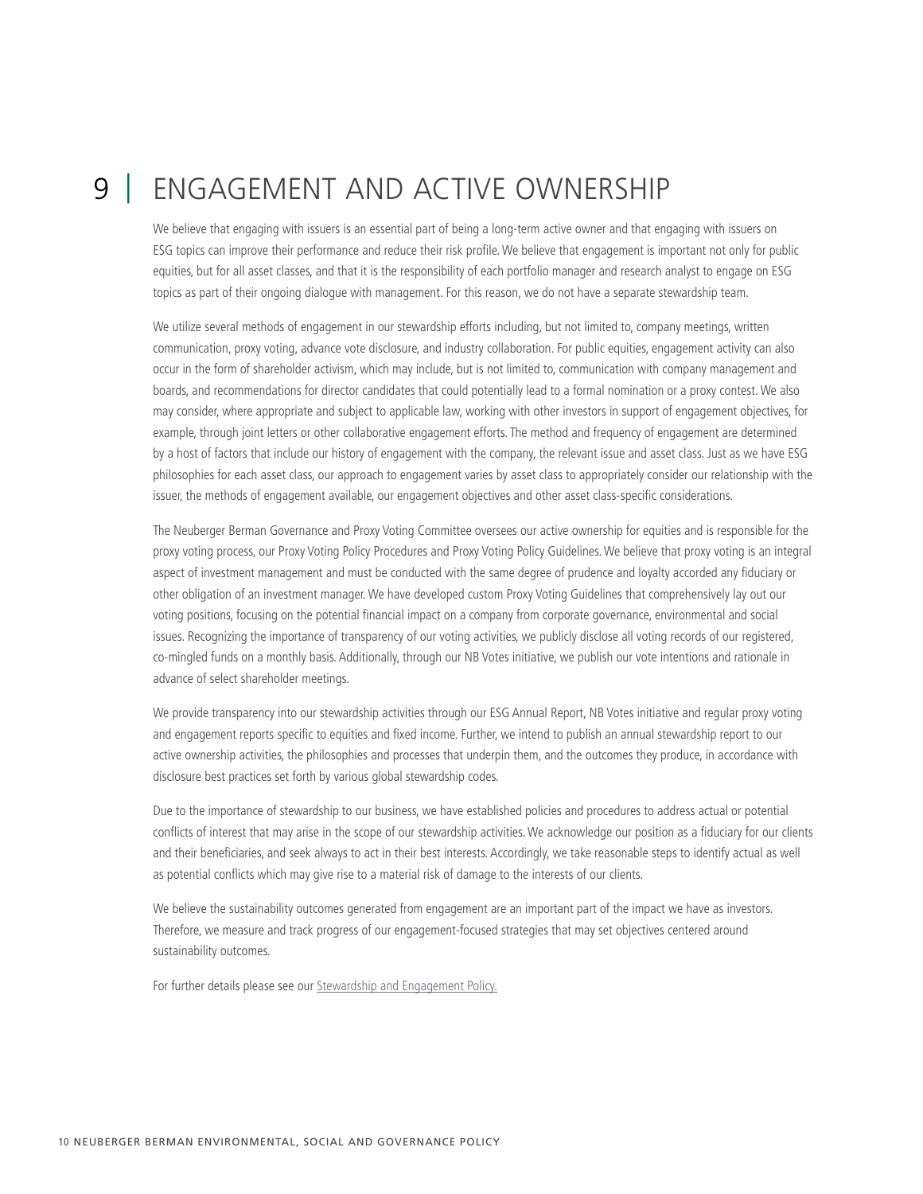# 9 | ENGAGEMENT AND ACTIVE OWNERSHIP

We believe that engaging with issuers is an essential part of being a long-term active owner and that engaging with issuers on ESG topics can improve their performance and reduce their risk profile. We believe that engagement is important not only for public equities, but for all asset classes, and that it is the responsibility of each portfolio manager and research analyst to engage on ESG topics as part of their ongoing dialogue with management. For this reason, we do not have a separate stewardship team.

We utilize several methods of engagement in our stewardship efforts including, but not limited to, company meetings, written communication, proxy voting, advance vote disclosure, and industry collaboration. For public equities, engagement activity can also occur in the form of shareholder activism, which may include, but is not limited to, communication with company management and boards, and recommendations for director candidates that could potentially lead to a formal nomination or a proxy contest. We also may consider, where appropriate and subject to applicable law, working with other investors in support of engagement objectives, for example, through joint letters or other collaborative engagement efforts. The method and frequency of engagement are determined by a host of factors that include our history of engagement with the company, the relevant issue and asset class. Just as we have ESG philosophies for each asset class, our approach to engagement varies by asset class to appropriately consider our relationship with the issuer, the methods of engagement available, our engagement objectives and other asset class-specific considerations.

The Neuberger Berman Governance and Proxy Voting Committee oversees our active ownership for equities and is responsible for the proxy voting process, our Proxy Voting Policy Procedures and Proxy Voting Policy Guidelines. We believe that proxy voting is an integral aspect of investment management and must be conducted with the same degree of prudence and loyalty accorded any fiduciary or other obligation of an investment manager. We have developed custom Proxy Voting Guidelines that comprehensively lay out our voting positions, focusing on the potential financial impact on a company from corporate governance, environmental and social issues. Recognizing the importance of transparency of our voting activities, we publicly disclose all voting records of our registered, co-mingled funds on a monthly basis. Additionally, through our NB Votes initiative, we publish our vote intentions and rationale in advance of select shareholder meetings.

We provide transparency into our stewardship activities through our ESG Annual Report, NB Votes initiative and regular proxy voting and engagement reports specific to equities and fixed income. Further, we intend to publish an annual stewardship report to our active ownership activities, the philosophies and processes that underpin them, and the outcomes they produce, in accordance with disclosure best practices set forth by various global stewardship codes.

Due to the importance of stewardship to our business, we have established policies and procedures to address actual or potential conflicts of interest that may arise in the scope of our stewardship activities. We acknowledge our position as a fiduciary for our clients and their beneficiaries, and seek always to act in their best interests. Accordingly, we take reasonable steps to identify actual as well as potential conflicts which may give rise to a material risk of damage to the interests of our clients.

We believe the sustainability outcomes generated from engagement are an important part of the impact we have as investors. Therefore, we measure and track progress of our engagement-focused strategies that may set objectives centered around sustainability outcomes.

For further details please see our Stewardship and Engagement Policy.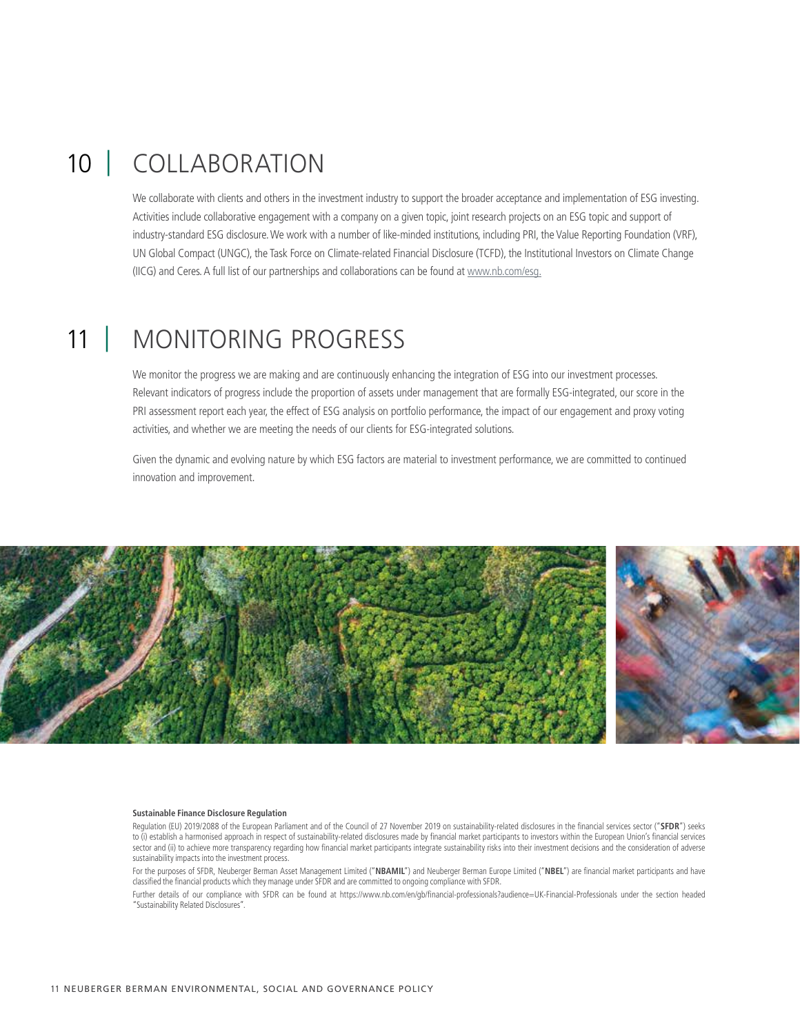# 10 | COLLABORATION

We collaborate with clients and others in the investment industry to support the broader acceptance and implementation of ESG investing. Activities include collaborative engagement with a company on a given topic, joint research projects on an ESG topic and support of industry-standard ESG disclosure. We work with a number of like-minded institutions, including PRI, the Value Reporting Foundation (VRF), UN Global Compact (UNGC), the Task Force on Climate-related Financial Disclosure (TCFD), the Institutional Investors on Climate Change (IICG) and Ceres. A full list of our partnerships and collaborations can be found at www.nb.com/esg.

# 11 | MONITORING PROGRESS

We monitor the progress we are making and are continuously enhancing the integration of ESG into our investment processes. Relevant indicators of progress include the proportion of assets under management that are formally ESG-integrated, our score in the PRI assessment report each year, the effect of ESG analysis on portfolio performance, the impact of our engagement and proxy voting activities, and whether we are meeting the needs of our clients for ESG-integrated solutions.

Given the dynamic and evolving nature by which ESG factors are material to investment performance, we are committed to continued innovation and improvement.

**Sustainable Finance Disclosure Regulation**

Regulation (EU) 2019/2088 of the European Parliament and of the Council of 27 November 2019 on sustainability-related disclosures in the financial services sector ("**SFDR**") seeks to (i) establish a harmonised approach in respect of sustainability-related disclosures made by financial market participants to investors within the European Union's financial services sector and (ii) to achieve more transparency regarding how financial market participants integrate sustainability risks into their investment decisions and the consideration of adverse sustainability impacts into the investment process.

For the purposes of SFDR, Neuberger Berman Asset Management Limited ("**NBAMIL**") and Neuberger Berman Europe Limited ("**NBEL**") are financial market participants and have classified the financial products which they manage under SFDR and are committed to ongoing compliance with SFDR.

Further details of our compliance with SFDR can be found at https://www.nb.com/en/gb/financial-professionals?audience=UK-Financial-Professionals under the section headed "Sustainability Related Disclosures".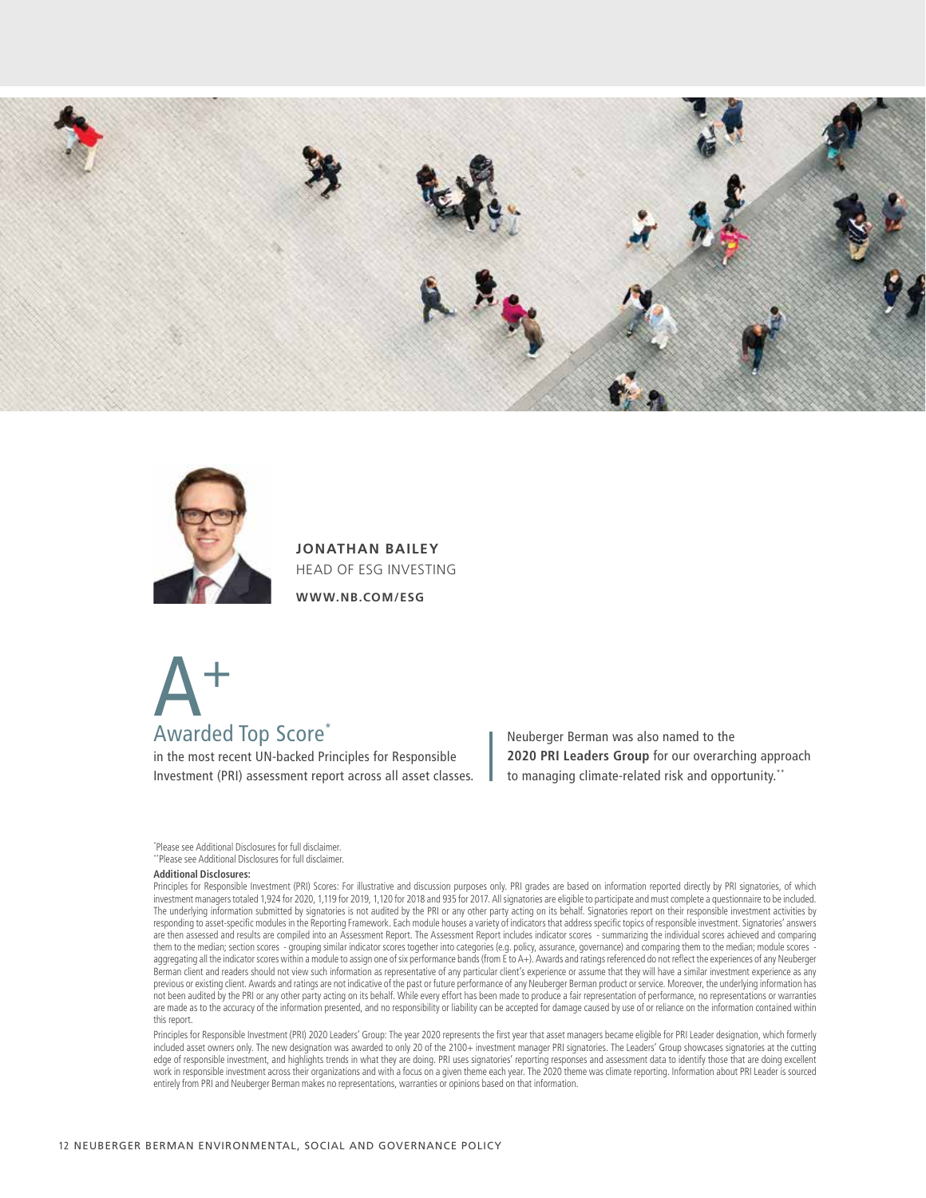**JONATHAN BAILEY**
HEAD OF ESG INVESTING

**WWW.NB.COM/ESG**

# A+

## Awarded Top Score*

in the most recent UN-backed Principles for Responsible Investment (PRI) assessment report across all asset classes.

Neuberger Berman was also named to the **2020 PRI Leaders Group** for our overarching approach to managing climate-related risk and opportunity.**

*Please see Additional Disclosures for full disclaimer.
**Please see Additional Disclosures for full disclaimer.

**Additional Disclosures:**

Principles for Responsible Investment (PRI) Scores: For illustrative and discussion purposes only. PRI grades are based on information reported directly by PRI signatories, of which investment managers totaled 1,924 for 2020, 1,119 for 2019, 1,120 for 2018 and 935 for 2017. All signatories are eligible to participate and must complete a questionnaire to be included. The underlying information submitted by signatories is not audited by the PRI or any other party acting on its behalf. Signatories report on their responsible investment activities by responding to asset-specific modules in the Reporting Framework. Each module houses a variety of indicators that address specific topics of responsible investment. Signatories' answers are then assessed and results are compiled into an Assessment Report. The Assessment Report includes indicator scores - summarizing the individual scores achieved and comparing them to the median; section scores - grouping similar indicator scores together into categories (e.g. policy, assurance, governance) and comparing them to the median; module scores - aggregating all the indicator scores within a module to assign one of six performance bands (from E to A+). Awards and ratings referenced do not reflect the experiences of any Neuberger Berman client and readers should not view such information as representative of any particular client's experience or assume that they will have a similar investment experience as any previous or existing client. Awards and ratings are not indicative of the past or future performance of any Neuberger Berman product or service. Moreover, the underlying information has not been audited by the PRI or any other party acting on its behalf. While every effort has been made to produce a fair representation of performance, no representations or warranties are made as to the accuracy of the information presented, and no responsibility or liability can be accepted for damage caused by use of or reliance on the information contained within this report.

Principles for Responsible Investment (PRI) 2020 Leaders' Group: The year 2020 represents the first year that asset managers became eligible for PRI Leader designation, which formerly included asset owners only. The new designation was awarded to only 20 of the 2100+ investment manager PRI signatories. The Leaders' Group showcases signatories at the cutting edge of responsible investment, and highlights trends in what they are doing. PRI uses signatories' reporting responses and assessment data to identify those that are doing excellent work in responsible investment across their organizations and with a focus on a given theme each year. The 2020 theme was climate reporting. Information about PRI Leader is sourced entirely from PRI and Neuberger Berman makes no representations, warranties or opinions based on that information.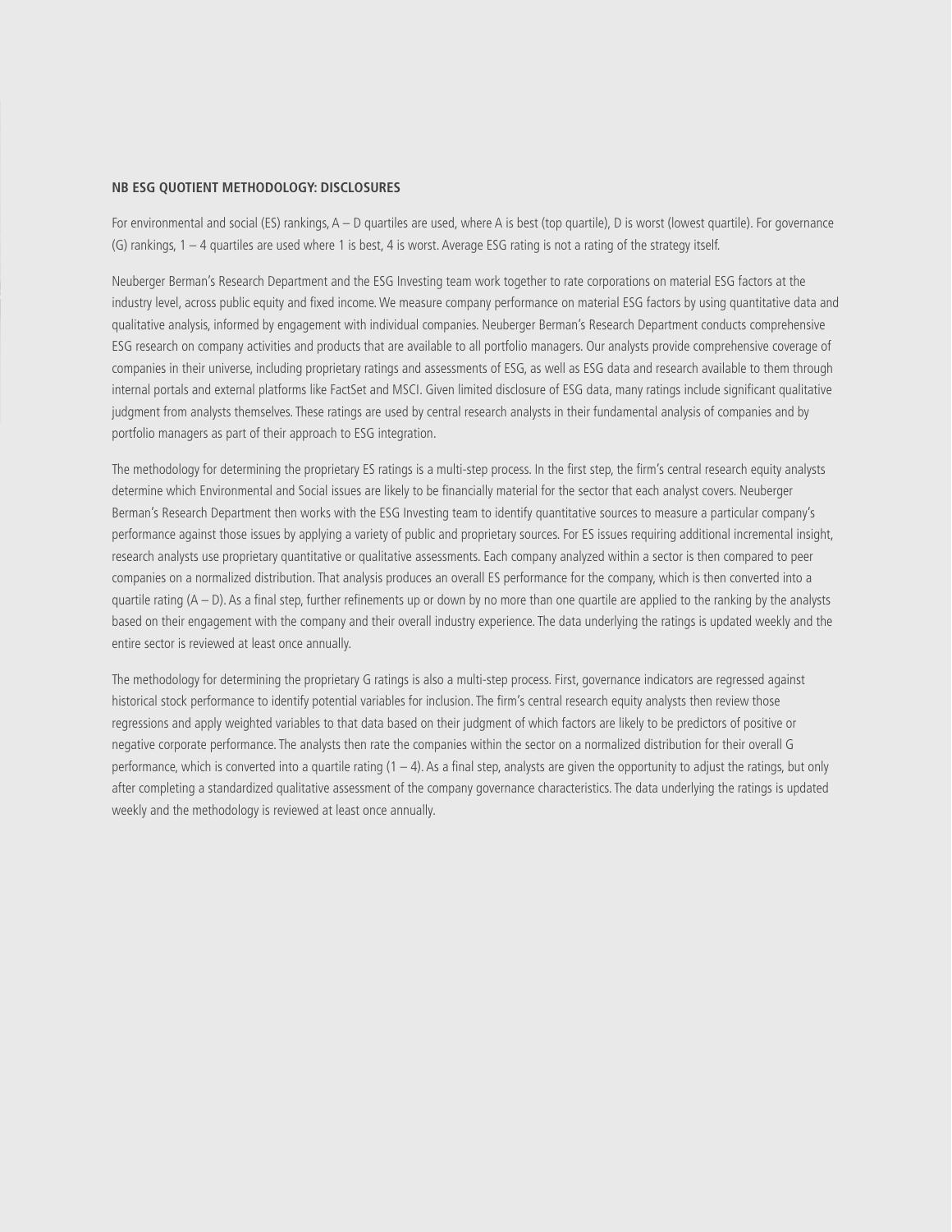**NB ESG QUOTIENT METHODOLOGY: DISCLOSURES**

For environmental and social (ES) rankings, A – D quartiles are used, where A is best (top quartile), D is worst (lowest quartile). For governance (G) rankings, 1 – 4 quartiles are used where 1 is best, 4 is worst. Average ESG rating is not a rating of the strategy itself.

Neuberger Berman's Research Department and the ESG Investing team work together to rate corporations on material ESG factors at the industry level, across public equity and fixed income. We measure company performance on material ESG factors by using quantitative data and qualitative analysis, informed by engagement with individual companies. Neuberger Berman's Research Department conducts comprehensive ESG research on company activities and products that are available to all portfolio managers. Our analysts provide comprehensive coverage of companies in their universe, including proprietary ratings and assessments of ESG, as well as ESG data and research available to them through internal portals and external platforms like FactSet and MSCI. Given limited disclosure of ESG data, many ratings include significant qualitative judgment from analysts themselves. These ratings are used by central research analysts in their fundamental analysis of companies and by portfolio managers as part of their approach to ESG integration.

The methodology for determining the proprietary ES ratings is a multi-step process. In the first step, the firm's central research equity analysts determine which Environmental and Social issues are likely to be financially material for the sector that each analyst covers. Neuberger Berman's Research Department then works with the ESG Investing team to identify quantitative sources to measure a particular company's performance against those issues by applying a variety of public and proprietary sources. For ES issues requiring additional incremental insight, research analysts use proprietary quantitative or qualitative assessments. Each company analyzed within a sector is then compared to peer companies on a normalized distribution. That analysis produces an overall ES performance for the company, which is then converted into a quartile rating (A – D). As a final step, further refinements up or down by no more than one quartile are applied to the ranking by the analysts based on their engagement with the company and their overall industry experience. The data underlying the ratings is updated weekly and the entire sector is reviewed at least once annually.

The methodology for determining the proprietary G ratings is also a multi-step process. First, governance indicators are regressed against historical stock performance to identify potential variables for inclusion. The firm's central research equity analysts then review those regressions and apply weighted variables to that data based on their judgment of which factors are likely to be predictors of positive or negative corporate performance. The analysts then rate the companies within the sector on a normalized distribution for their overall G performance, which is converted into a quartile rating (1 – 4). As a final step, analysts are given the opportunity to adjust the ratings, but only after completing a standardized qualitative assessment of the company governance characteristics. The data underlying the ratings is updated weekly and the methodology is reviewed at least once annually.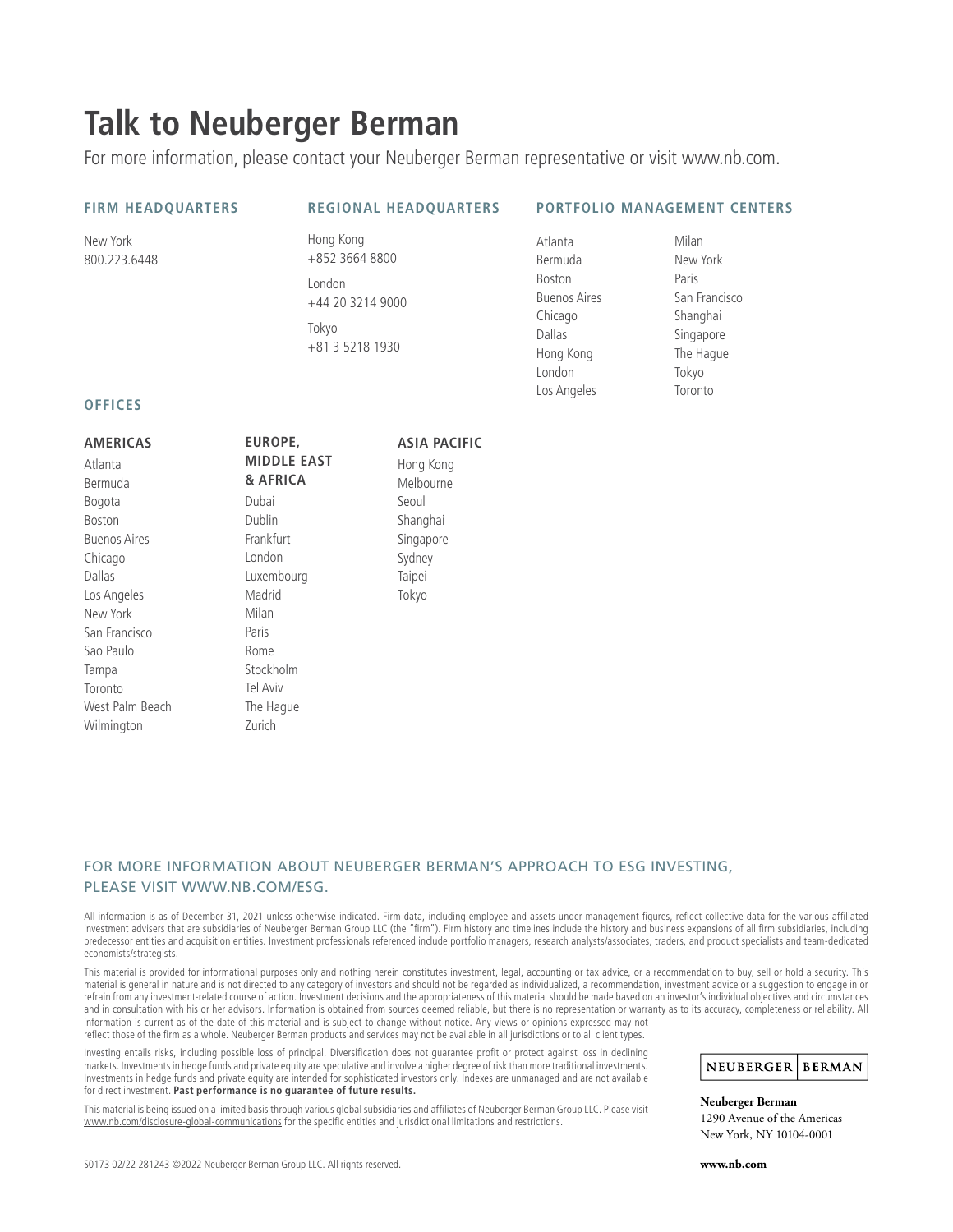# Talk to Neuberger Berman

For more information, please contact your Neuberger Berman representative or visit www.nb.com.

### FIRM HEADQUARTERS

New York
800.223.6448

### REGIONAL HEADQUARTERS

Hong Kong
+852 3664 8800

London
+44 20 3214 9000

Tokyo
+81 3 5218 1930

### PORTFOLIO MANAGEMENT CENTERS

Atlanta
Bermuda
Boston
Buenos Aires
Chicago
Dallas
Hong Kong
London
Los Angeles
Milan
New York
Paris
San Francisco
Shanghai
Singapore
The Hague
Tokyo
Toronto

### OFFICES

**AMERICAS**

Atlanta
Bermuda
Bogota
Boston
Buenos Aires
Chicago
Dallas
Los Angeles
New York
San Francisco
Sao Paulo
Tampa
Toronto
West Palm Beach
Wilmington

**EUROPE, MIDDLE EAST & AFRICA**

Dubai
Dublin
Frankfurt
London
Luxembourg
Madrid
Milan
Paris
Rome
Stockholm
Tel Aviv
The Hague
Zurich

**ASIA PACIFIC**

Hong Kong
Melbourne
Seoul
Shanghai
Singapore
Sydney
Taipei
Tokyo

FOR MORE INFORMATION ABOUT NEUBERGER BERMAN'S APPROACH TO ESG INVESTING, PLEASE VISIT WWW.NB.COM/ESG.

All information is as of December 31, 2021 unless otherwise indicated. Firm data, including employee and assets under management figures, reflect collective data for the various affiliated investment advisers that are subsidiaries of Neuberger Berman Group LLC (the "firm"). Firm history and timelines include the history and business expansions of all firm subsidiaries, including predecessor entities and acquisition entities. Investment professionals referenced include portfolio managers, research analysts/associates, traders, and product specialists and team-dedicated economists/strategists.

This material is provided for informational purposes only and nothing herein constitutes investment, legal, accounting or tax advice, or a recommendation to buy, sell or hold a security. This material is general in nature and is not directed to any category of investors and should not be regarded as individualized, a recommendation, investment advice or a suggestion to engage in or refrain from any investment-related course of action. Investment decisions and the appropriateness of this material should be made based on an investor's individual objectives and circumstances and in consultation with his or her advisors. Information is obtained from sources deemed reliable, but there is no representation or warranty as to its accuracy, completeness or reliability. All information is current as of the date of this material and is subject to change without notice. Any views or opinions expressed may not reflect those of the firm as a whole. Neuberger Berman products and services may not be available in all jurisdictions or to all client types.

Investing entails risks, including possible loss of principal. Diversification does not guarantee profit or protect against loss in declining markets. Investments in hedge funds and private equity are speculative and involve a higher degree of risk than more traditional investments. Investments in hedge funds and private equity are intended for sophisticated investors only. Indexes are unmanaged and are not available for direct investment. **Past performance is no guarantee of future results.**

This material is being issued on a limited basis through various global subsidiaries and affiliates of Neuberger Berman Group LLC. Please visit www.nb.com/disclosure-global-communications for the specific entities and jurisdictional limitations and restrictions.

NEUBERGER | BERMAN

**Neuberger Berman**
1290 Avenue of the Americas
New York, NY 10104-0001

S0173 02/22 281243 ©2022 Neuberger Berman Group LLC. All rights reserved.

**www.nb.com**